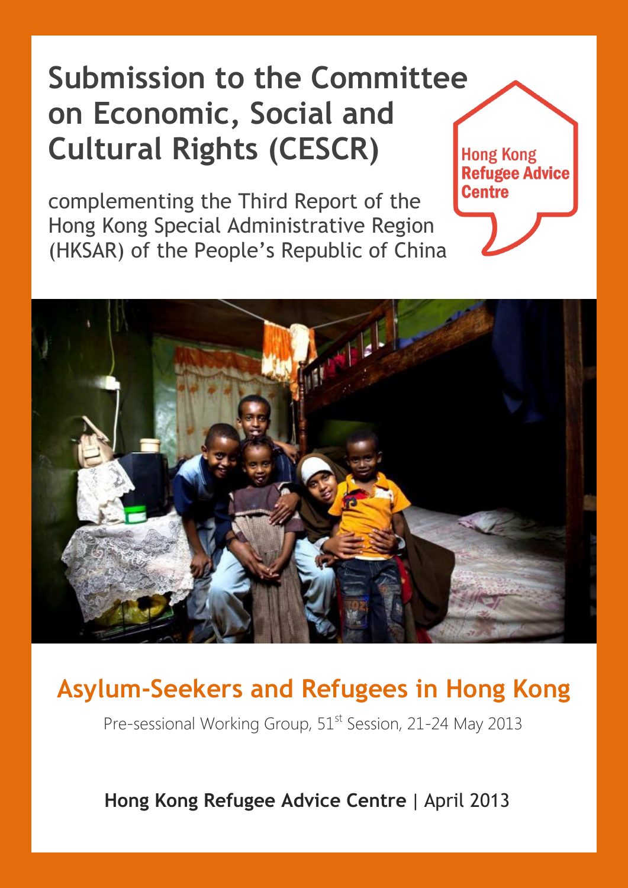# Submission to the Committee on Economic, Social and Cultural Rights (CESCR)

complementing the Third Report of the Hong Kong Special Administrative Region (HKSAR) of the People's Republic of China

Hong Kong Refugee Advice Centre

## Asylum-Seekers and Refugees in Hong Kong

Pre-sessional Working Group, 51st Session, 21-24 May 2013

**Hong Kong Refugee Advice Centre** | April 2013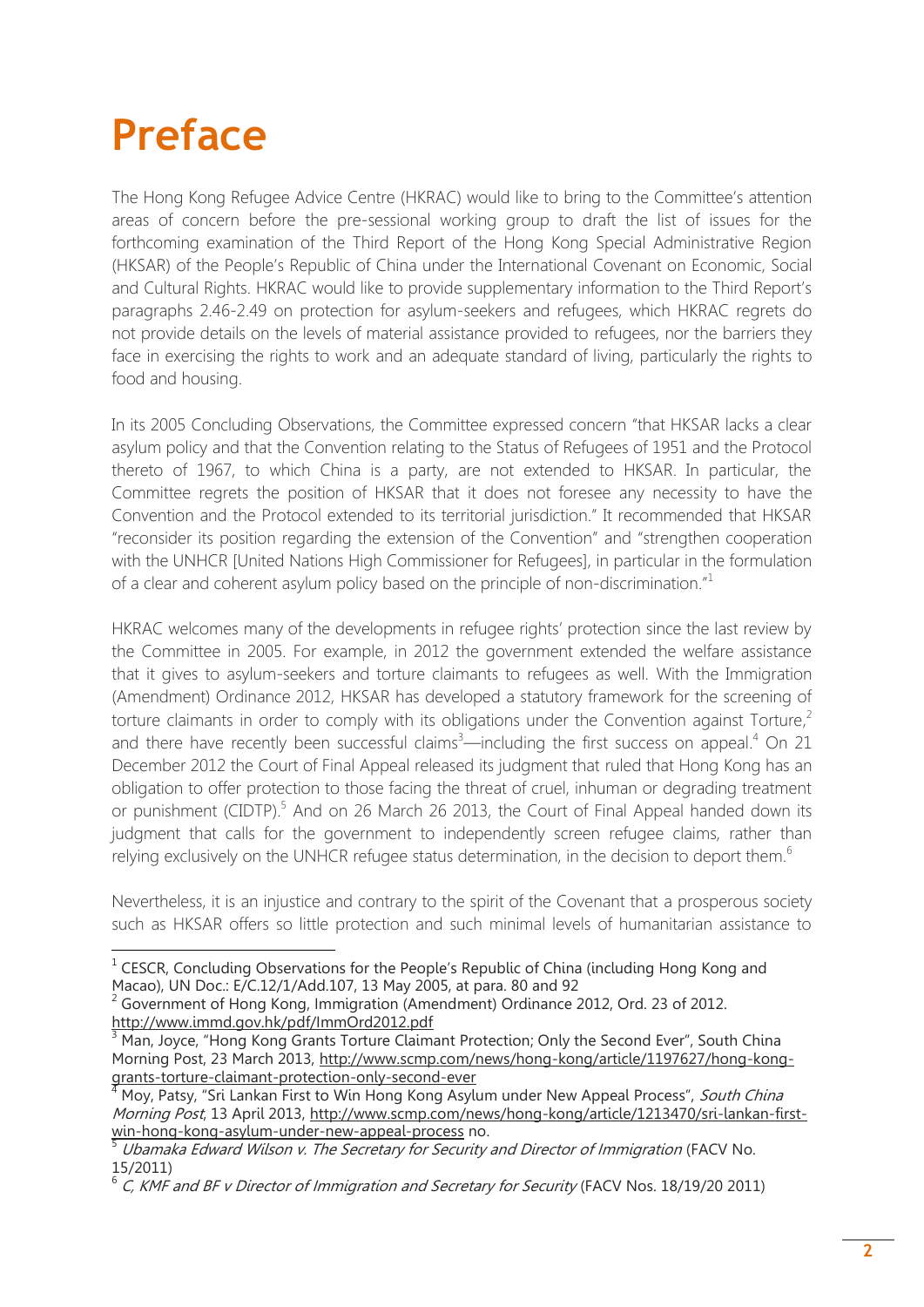# Preface

The Hong Kong Refugee Advice Centre (HKRAC) would like to bring to the Committee's attention areas of concern before the pre-sessional working group to draft the list of issues for the forthcoming examination of the Third Report of the Hong Kong Special Administrative Region (HKSAR) of the People's Republic of China under the International Covenant on Economic, Social and Cultural Rights. HKRAC would like to provide supplementary information to the Third Report's paragraphs 2.46-2.49 on protection for asylum-seekers and refugees, which HKRAC regrets do not provide details on the levels of material assistance provided to refugees, nor the barriers they face in exercising the rights to work and an adequate standard of living, particularly the rights to food and housing.

In its 2005 Concluding Observations, the Committee expressed concern "that HKSAR lacks a clear asylum policy and that the Convention relating to the Status of Refugees of 1951 and the Protocol thereto of 1967, to which China is a party, are not extended to HKSAR. In particular, the Committee regrets the position of HKSAR that it does not foresee any necessity to have the Convention and the Protocol extended to its territorial jurisdiction." It recommended that HKSAR "reconsider its position regarding the extension of the Convention" and "strengthen cooperation with the UNHCR [United Nations High Commissioner for Refugees], in particular in the formulation of a clear and coherent asylum policy based on the principle of non-discrimination."[1]

HKRAC welcomes many of the developments in refugee rights' protection since the last review by the Committee in 2005. For example, in 2012 the government extended the welfare assistance that it gives to asylum-seekers and torture claimants to refugees as well. With the Immigration (Amendment) Ordinance 2012, HKSAR has developed a statutory framework for the screening of torture claimants in order to comply with its obligations under the Convention against Torture,[2] and there have recently been successful claims[3]—including the first success on appeal.[4] On 21 December 2012 the Court of Final Appeal released its judgment that ruled that Hong Kong has an obligation to offer protection to those facing the threat of cruel, inhuman or degrading treatment or punishment (CIDTP).[5] And on 26 March 26 2013, the Court of Final Appeal handed down its judgment that calls for the government to independently screen refugee claims, rather than relying exclusively on the UNHCR refugee status determination, in the decision to deport them.[6]

Nevertheless, it is an injustice and contrary to the spirit of the Covenant that a prosperous society such as HKSAR offers so little protection and such minimal levels of humanitarian assistance to

---

[1] CESCR, Concluding Observations for the People's Republic of China (including Hong Kong and Macao), UN Doc.: E/C.12/1/Add.107, 13 May 2005, at para. 80 and 92

[2] Government of Hong Kong, Immigration (Amendment) Ordinance 2012, Ord. 23 of 2012. http://www.immd.gov.hk/pdf/ImmOrd2012.pdf

[3] Man, Joyce, "Hong Kong Grants Torture Claimant Protection; Only the Second Ever", South China Morning Post, 23 March 2013, http://www.scmp.com/news/hong-kong/article/1197627/hong-kong-grants-torture-claimant-protection-only-second-ever

[4] Moy, Patsy, "Sri Lankan First to Win Hong Kong Asylum under New Appeal Process", *South China Morning Post*, 13 April 2013, http://www.scmp.com/news/hong-kong/article/1213470/sri-lankan-first-win-hong-kong-asylum-under-new-appeal-process no.

[5] *Ubamaka Edward Wilson v. The Secretary for Security and Director of Immigration* (FACV No. 15/2011)

[6] *C, KMF and BF v Director of Immigration and Secretary for Security* (FACV Nos. 18/19/20 2011)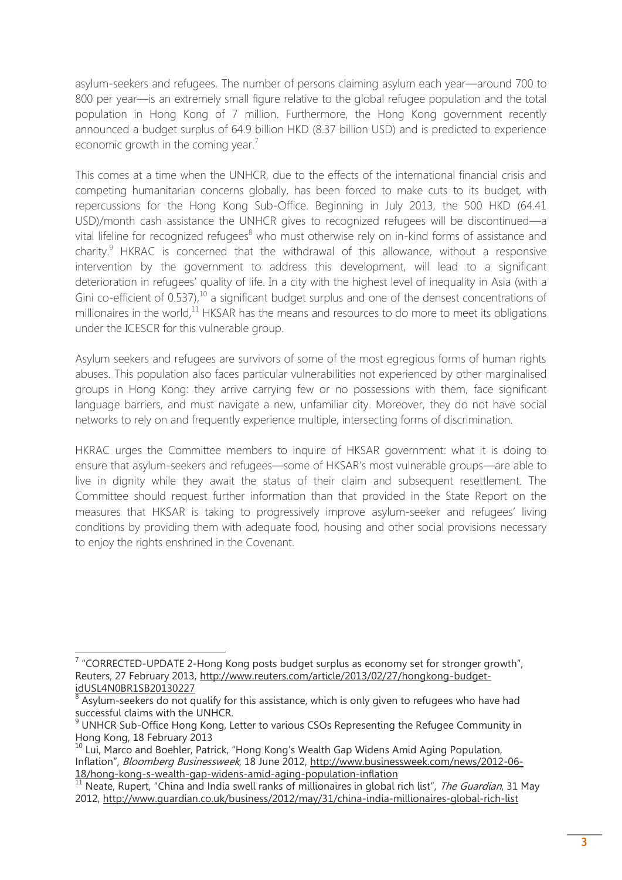asylum-seekers and refugees. The number of persons claiming asylum each year—around 700 to 800 per year—is an extremely small figure relative to the global refugee population and the total population in Hong Kong of 7 million. Furthermore, the Hong Kong government recently announced a budget surplus of 64.9 billion HKD (8.37 billion USD) and is predicted to experience economic growth in the coming year.[7]

This comes at a time when the UNHCR, due to the effects of the international financial crisis and competing humanitarian concerns globally, has been forced to make cuts to its budget, with repercussions for the Hong Kong Sub-Office. Beginning in July 2013, the 500 HKD (64.41 USD)/month cash assistance the UNHCR gives to recognized refugees will be discontinued—a vital lifeline for recognized refugees[8] who must otherwise rely on in-kind forms of assistance and charity.[9] HKRAC is concerned that the withdrawal of this allowance, without a responsive intervention by the government to address this development, will lead to a significant deterioration in refugees' quality of life. In a city with the highest level of inequality in Asia (with a Gini co-efficient of 0.537),[10] a significant budget surplus and one of the densest concentrations of millionaires in the world,[11] HKSAR has the means and resources to do more to meet its obligations under the ICESCR for this vulnerable group.

Asylum seekers and refugees are survivors of some of the most egregious forms of human rights abuses. This population also faces particular vulnerabilities not experienced by other marginalised groups in Hong Kong: they arrive carrying few or no possessions with them, face significant language barriers, and must navigate a new, unfamiliar city. Moreover, they do not have social networks to rely on and frequently experience multiple, intersecting forms of discrimination.

HKRAC urges the Committee members to inquire of HKSAR government: what it is doing to ensure that asylum-seekers and refugees—some of HKSAR's most vulnerable groups—are able to live in dignity while they await the status of their claim and subsequent resettlement. The Committee should request further information than that provided in the State Report on the measures that HKSAR is taking to progressively improve asylum-seeker and refugees' living conditions by providing them with adequate food, housing and other social provisions necessary to enjoy the rights enshrined in the Covenant.

---

[7] "CORRECTED-UPDATE 2-Hong Kong posts budget surplus as economy set for stronger growth", Reuters, 27 February 2013, http://www.reuters.com/article/2013/02/27/hongkong-budget-idUSL4N0BR1SB20130227

[8] Asylum-seekers do not qualify for this assistance, which is only given to refugees who have had successful claims with the UNHCR.

[9] UNHCR Sub-Office Hong Kong, Letter to various CSOs Representing the Refugee Community in Hong Kong, 18 February 2013

[10] Lui, Marco and Boehler, Patrick, "Hong Kong's Wealth Gap Widens Amid Aging Population, Inflation", *Bloomberg Businessweek*, 18 June 2012, http://www.businessweek.com/news/2012-06-18/hong-kong-s-wealth-gap-widens-amid-aging-population-inflation

[11] Neate, Rupert, "China and India swell ranks of millionaires in global rich list", *The Guardian*, 31 May 2012, http://www.guardian.co.uk/business/2012/may/31/china-india-millionaires-global-rich-list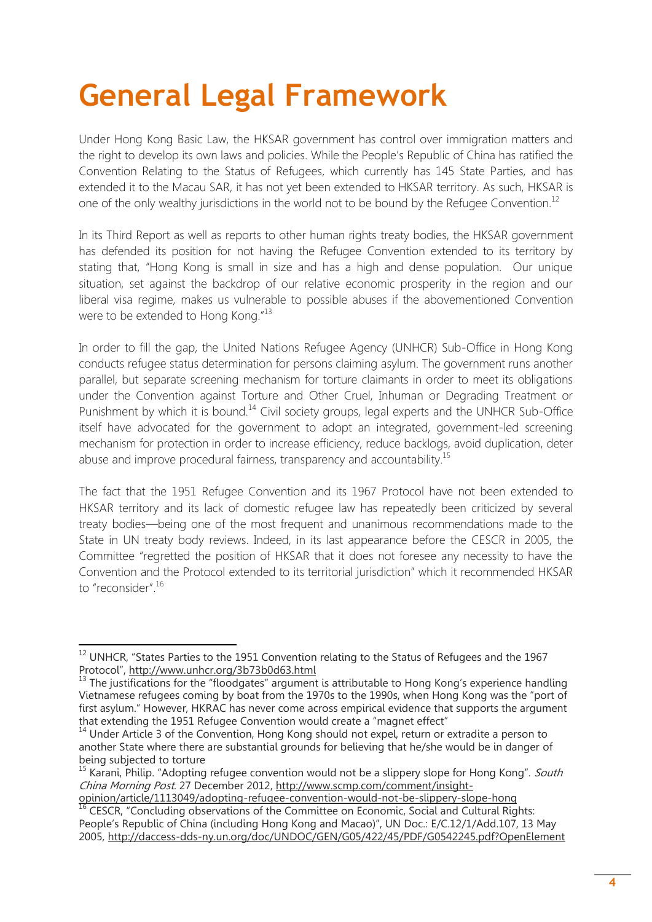# General Legal Framework

Under Hong Kong Basic Law, the HKSAR government has control over immigration matters and the right to develop its own laws and policies. While the People's Republic of China has ratified the Convention Relating to the Status of Refugees, which currently has 145 State Parties, and has extended it to the Macau SAR, it has not yet been extended to HKSAR territory. As such, HKSAR is one of the only wealthy jurisdictions in the world not to be bound by the Refugee Convention.[12]

In its Third Report as well as reports to other human rights treaty bodies, the HKSAR government has defended its position for not having the Refugee Convention extended to its territory by stating that, "Hong Kong is small in size and has a high and dense population. Our unique situation, set against the backdrop of our relative economic prosperity in the region and our liberal visa regime, makes us vulnerable to possible abuses if the abovementioned Convention were to be extended to Hong Kong."[13]

In order to fill the gap, the United Nations Refugee Agency (UNHCR) Sub-Office in Hong Kong conducts refugee status determination for persons claiming asylum. The government runs another parallel, but separate screening mechanism for torture claimants in order to meet its obligations under the Convention against Torture and Other Cruel, Inhuman or Degrading Treatment or Punishment by which it is bound.[14] Civil society groups, legal experts and the UNHCR Sub-Office itself have advocated for the government to adopt an integrated, government-led screening mechanism for protection in order to increase efficiency, reduce backlogs, avoid duplication, deter abuse and improve procedural fairness, transparency and accountability.[15]

The fact that the 1951 Refugee Convention and its 1967 Protocol have not been extended to HKSAR territory and its lack of domestic refugee law has repeatedly been criticized by several treaty bodies—being one of the most frequent and unanimous recommendations made to the State in UN treaty body reviews. Indeed, in its last appearance before the CESCR in 2005, the Committee "regretted the position of HKSAR that it does not foresee any necessity to have the Convention and the Protocol extended to its territorial jurisdiction" which it recommended HKSAR to "reconsider".[16]

---

[12] UNHCR, "States Parties to the 1951 Convention relating to the Status of Refugees and the 1967 Protocol", http://www.unhcr.org/3b73b0d63.html

[13] The justifications for the "floodgates" argument is attributable to Hong Kong's experience handling Vietnamese refugees coming by boat from the 1970s to the 1990s, when Hong Kong was the "port of first asylum." However, HKRAC has never come across empirical evidence that supports the argument that extending the 1951 Refugee Convention would create a "magnet effect"

[14] Under Article 3 of the Convention, Hong Kong should not expel, return or extradite a person to another State where there are substantial grounds for believing that he/she would be in danger of being subjected to torture

[15] Karani, Philip. "Adopting refugee convention would not be a slippery slope for Hong Kong". *South China Morning Post*. 27 December 2012, http://www.scmp.com/comment/insight-opinion/article/1113049/adopting-refugee-convention-would-not-be-slippery-slope-hong

[16] CESCR, "Concluding observations of the Committee on Economic, Social and Cultural Rights: People's Republic of China (including Hong Kong and Macao)", UN Doc.: E/C.12/1/Add.107, 13 May 2005, http://daccess-dds-ny.un.org/doc/UNDOC/GEN/G05/422/45/PDF/G0542245.pdf?OpenElement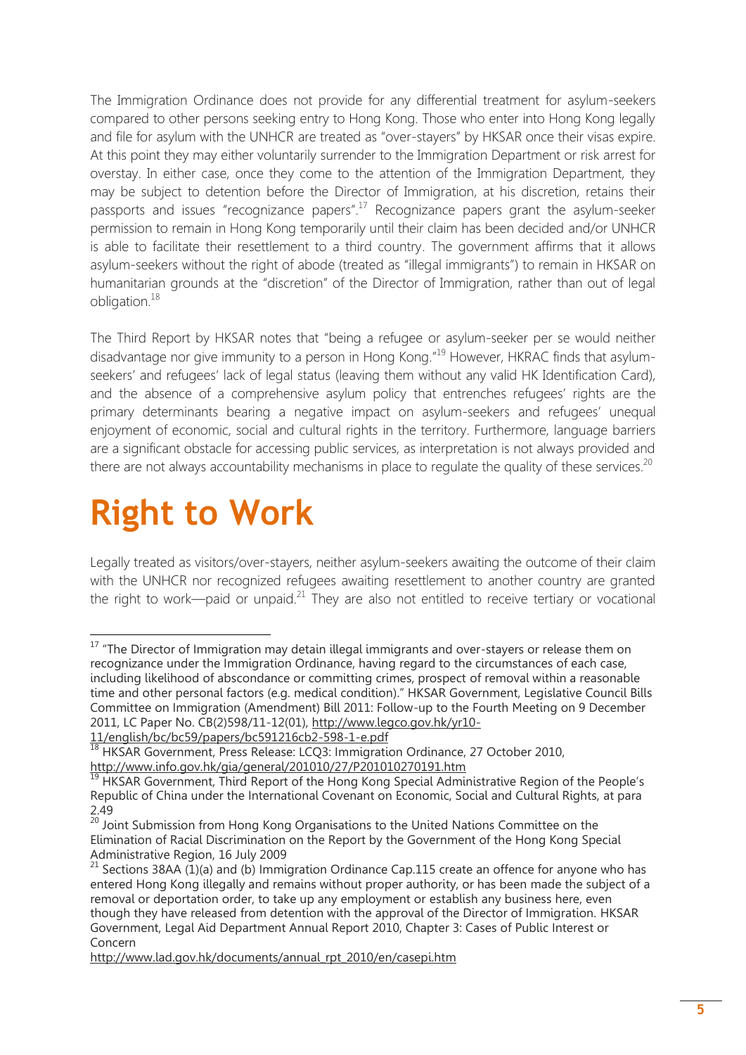The Immigration Ordinance does not provide for any differential treatment for asylum-seekers compared to other persons seeking entry to Hong Kong. Those who enter into Hong Kong legally and file for asylum with the UNHCR are treated as "over-stayers" by HKSAR once their visas expire. At this point they may either voluntarily surrender to the Immigration Department or risk arrest for overstay. In either case, once they come to the attention of the Immigration Department, they may be subject to detention before the Director of Immigration, at his discretion, retains their passports and issues "recognizance papers".[17] Recognizance papers grant the asylum-seeker permission to remain in Hong Kong temporarily until their claim has been decided and/or UNHCR is able to facilitate their resettlement to a third country. The government affirms that it allows asylum-seekers without the right of abode (treated as "illegal immigrants") to remain in HKSAR on humanitarian grounds at the "discretion" of the Director of Immigration, rather than out of legal obligation.[18]

The Third Report by HKSAR notes that "being a refugee or asylum-seeker per se would neither disadvantage nor give immunity to a person in Hong Kong."[19] However, HKRAC finds that asylum-seekers' and refugees' lack of legal status (leaving them without any valid HK Identification Card), and the absence of a comprehensive asylum policy that entrenches refugees' rights are the primary determinants bearing a negative impact on asylum-seekers and refugees' unequal enjoyment of economic, social and cultural rights in the territory. Furthermore, language barriers are a significant obstacle for accessing public services, as interpretation is not always provided and there are not always accountability mechanisms in place to regulate the quality of these services.[20]

# Right to Work

Legally treated as visitors/over-stayers, neither asylum-seekers awaiting the outcome of their claim with the UNHCR nor recognized refugees awaiting resettlement to another country are granted the right to work—paid or unpaid.[21] They are also not entitled to receive tertiary or vocational

---

[17] "The Director of Immigration may detain illegal immigrants and over-stayers or release them on recognizance under the Immigration Ordinance, having regard to the circumstances of each case, including likelihood of abscondance or committing crimes, prospect of removal within a reasonable time and other personal factors (e.g. medical condition)." HKSAR Government, Legislative Council Bills Committee on Immigration (Amendment) Bill 2011: Follow-up to the Fourth Meeting on 9 December 2011, LC Paper No. CB(2)598/11-12(01), http://www.legco.gov.hk/yr10-11/english/bc/bc59/papers/bc591216cb2-598-1-e.pdf

[18] HKSAR Government, Press Release: LCQ3: Immigration Ordinance, 27 October 2010, http://www.info.gov.hk/gia/general/201010/27/P201010270191.htm

[19] HKSAR Government, Third Report of the Hong Kong Special Administrative Region of the People's Republic of China under the International Covenant on Economic, Social and Cultural Rights, at para 2.49

[20] Joint Submission from Hong Kong Organisations to the United Nations Committee on the Elimination of Racial Discrimination on the Report by the Government of the Hong Kong Special Administrative Region, 16 July 2009

[21] Sections 38AA (1)(a) and (b) Immigration Ordinance Cap.115 create an offence for anyone who has entered Hong Kong illegally and remains without proper authority, or has been made the subject of a removal or deportation order, to take up any employment or establish any business here, even though they have released from detention with the approval of the Director of Immigration. HKSAR Government, Legal Aid Department Annual Report 2010, Chapter 3: Cases of Public Interest or Concern http://www.lad.gov.hk/documents/annual_rpt_2010/en/casepi.htm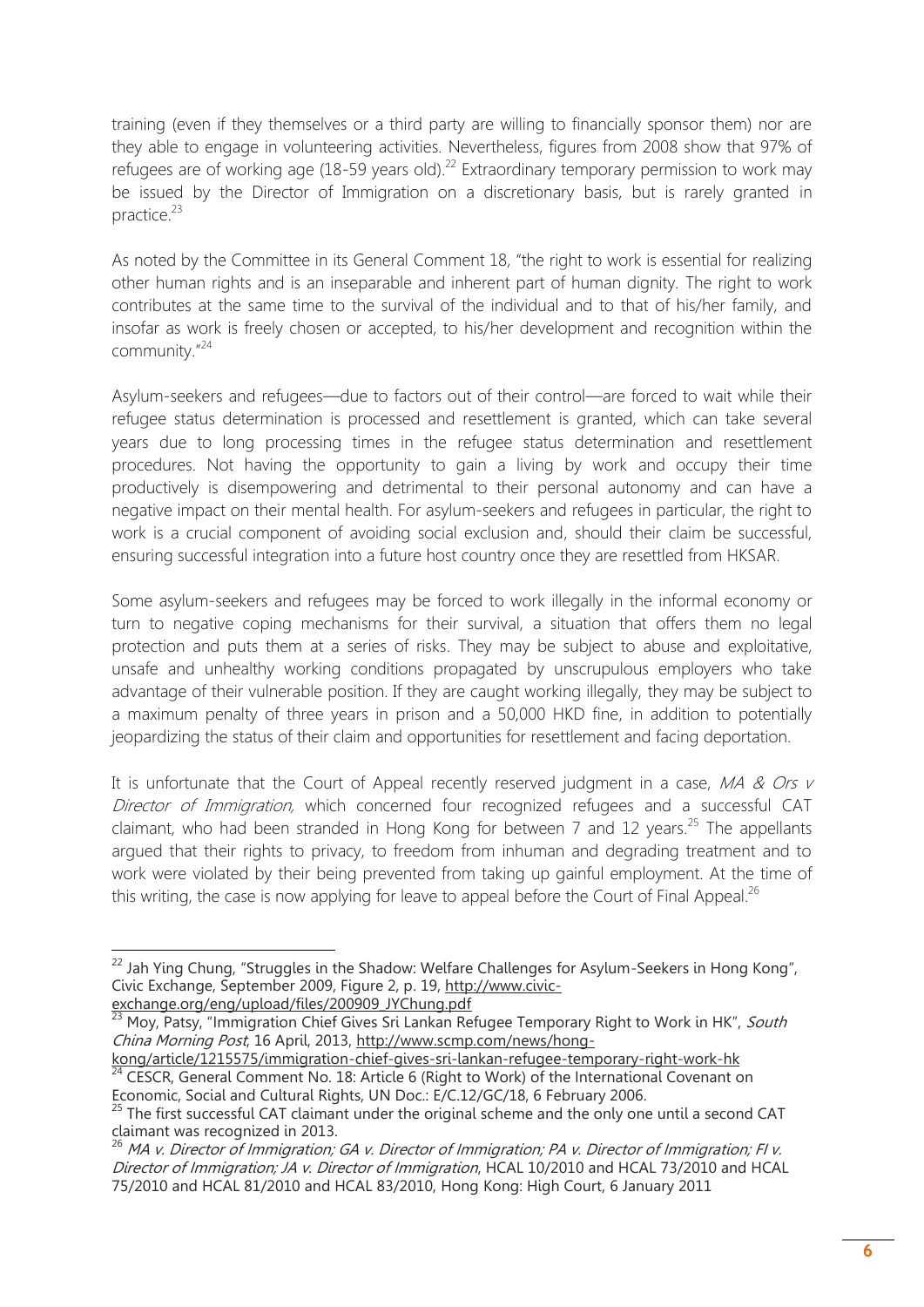training (even if they themselves or a third party are willing to financially sponsor them) nor are they able to engage in volunteering activities. Nevertheless, figures from 2008 show that 97% of refugees are of working age (18-59 years old).[22] Extraordinary temporary permission to work may be issued by the Director of Immigration on a discretionary basis, but is rarely granted in practice.[23]

As noted by the Committee in its General Comment 18, "the right to work is essential for realizing other human rights and is an inseparable and inherent part of human dignity. The right to work contributes at the same time to the survival of the individual and to that of his/her family, and insofar as work is freely chosen or accepted, to his/her development and recognition within the community."[24]

Asylum-seekers and refugees—due to factors out of their control—are forced to wait while their refugee status determination is processed and resettlement is granted, which can take several years due to long processing times in the refugee status determination and resettlement procedures. Not having the opportunity to gain a living by work and occupy their time productively is disempowering and detrimental to their personal autonomy and can have a negative impact on their mental health. For asylum-seekers and refugees in particular, the right to work is a crucial component of avoiding social exclusion and, should their claim be successful, ensuring successful integration into a future host country once they are resettled from HKSAR.

Some asylum-seekers and refugees may be forced to work illegally in the informal economy or turn to negative coping mechanisms for their survival, a situation that offers them no legal protection and puts them at a series of risks. They may be subject to abuse and exploitative, unsafe and unhealthy working conditions propagated by unscrupulous employers who take advantage of their vulnerable position. If they are caught working illegally, they may be subject to a maximum penalty of three years in prison and a 50,000 HKD fine, in addition to potentially jeopardizing the status of their claim and opportunities for resettlement and facing deportation.

It is unfortunate that the Court of Appeal recently reserved judgment in a case, *MA & Ors v Director of Immigration,* which concerned four recognized refugees and a successful CAT claimant, who had been stranded in Hong Kong for between 7 and 12 years.[25] The appellants argued that their rights to privacy, to freedom from inhuman and degrading treatment and to work were violated by their being prevented from taking up gainful employment. At the time of this writing, the case is now applying for leave to appeal before the Court of Final Appeal.[26]

---

[22] Jah Ying Chung, "Struggles in the Shadow: Welfare Challenges for Asylum-Seekers in Hong Kong", Civic Exchange, September 2009, Figure 2, p. 19, http://www.civic-exchange.org/eng/upload/files/200909_JYChung.pdf

[23] Moy, Patsy, "Immigration Chief Gives Sri Lankan Refugee Temporary Right to Work in HK", *South China Morning Post*, 16 April, 2013, http://www.scmp.com/news/hong-kong/article/1215575/immigration-chief-gives-sri-lankan-refugee-temporary-right-work-hk

[24] CESCR, General Comment No. 18: Article 6 (Right to Work) of the International Covenant on Economic, Social and Cultural Rights, UN Doc.: E/C.12/GC/18, 6 February 2006.

[25] The first successful CAT claimant under the original scheme and the only one until a second CAT claimant was recognized in 2013.

[26] *MA v. Director of Immigration; GA v. Director of Immigration; PA v. Director of Immigration; FI v. Director of Immigration; JA v. Director of Immigration*, HCAL 10/2010 and HCAL 73/2010 and HCAL 75/2010 and HCAL 81/2010 and HCAL 83/2010, Hong Kong: High Court, 6 January 2011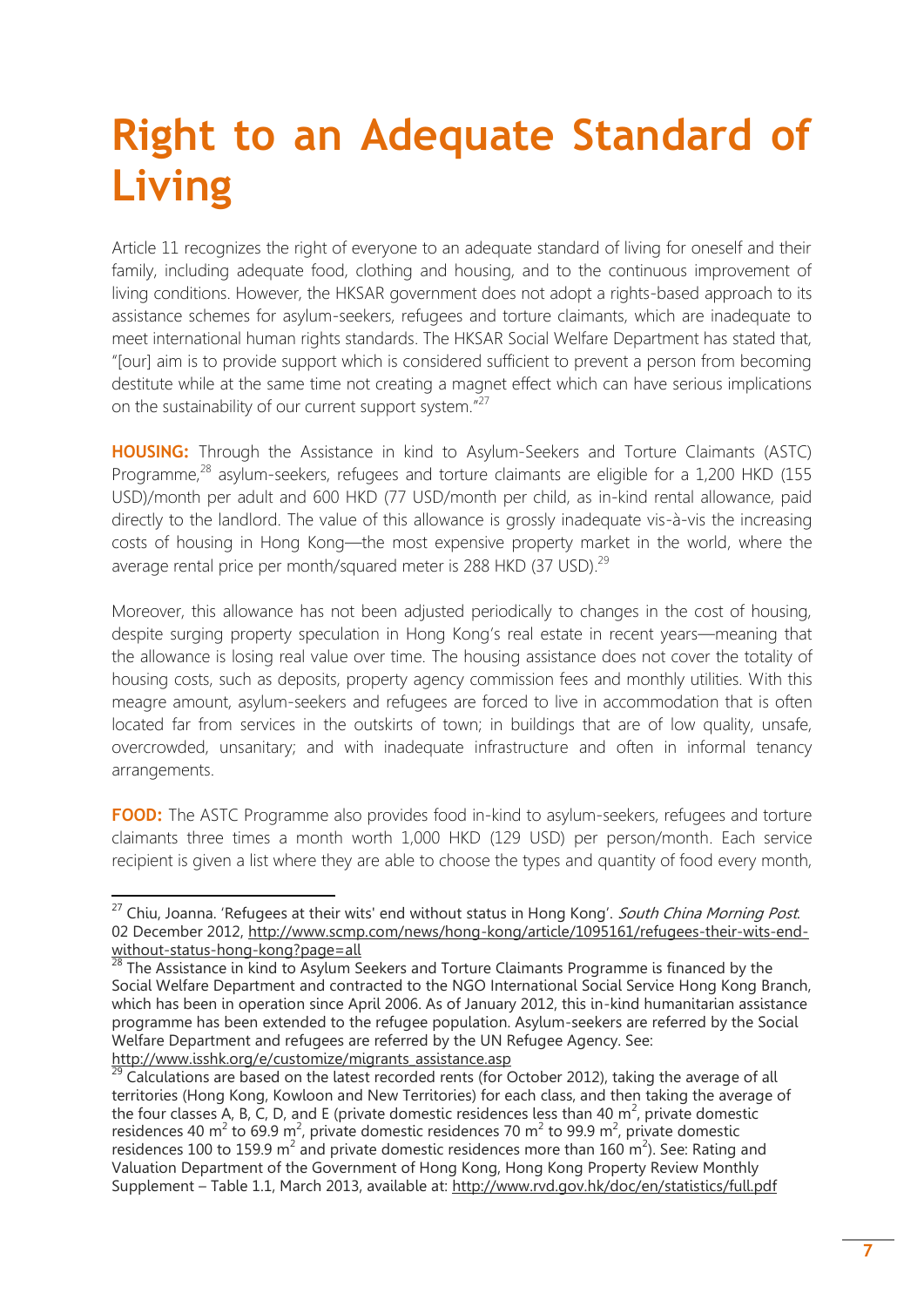# Right to an Adequate Standard of Living

Article 11 recognizes the right of everyone to an adequate standard of living for oneself and their family, including adequate food, clothing and housing, and to the continuous improvement of living conditions. However, the HKSAR government does not adopt a rights-based approach to its assistance schemes for asylum-seekers, refugees and torture claimants, which are inadequate to meet international human rights standards. The HKSAR Social Welfare Department has stated that, "[our] aim is to provide support which is considered sufficient to prevent a person from becoming destitute while at the same time not creating a magnet effect which can have serious implications on the sustainability of our current support system."[27]

**HOUSING:** Through the Assistance in kind to Asylum-Seekers and Torture Claimants (ASTC) Programme,[28] asylum-seekers, refugees and torture claimants are eligible for a 1,200 HKD (155 USD)/month per adult and 600 HKD (77 USD/month per child, as in-kind rental allowance, paid directly to the landlord. The value of this allowance is grossly inadequate vis-à-vis the increasing costs of housing in Hong Kong—the most expensive property market in the world, where the average rental price per month/squared meter is 288 HKD (37 USD).[29]

Moreover, this allowance has not been adjusted periodically to changes in the cost of housing, despite surging property speculation in Hong Kong's real estate in recent years—meaning that the allowance is losing real value over time. The housing assistance does not cover the totality of housing costs, such as deposits, property agency commission fees and monthly utilities. With this meagre amount, asylum-seekers and refugees are forced to live in accommodation that is often located far from services in the outskirts of town; in buildings that are of low quality, unsafe, overcrowded, unsanitary; and with inadequate infrastructure and often in informal tenancy arrangements.

**FOOD:** The ASTC Programme also provides food in-kind to asylum-seekers, refugees and torture claimants three times a month worth 1,000 HKD (129 USD) per person/month. Each service recipient is given a list where they are able to choose the types and quantity of food every month,

---

[27] Chiu, Joanna. 'Refugees at their wits' end without status in Hong Kong'. *South China Morning Post*. 02 December 2012, http://www.scmp.com/news/hong-kong/article/1095161/refugees-their-wits-end-without-status-hong-kong?page=all

[28] The Assistance in kind to Asylum Seekers and Torture Claimants Programme is financed by the Social Welfare Department and contracted to the NGO International Social Service Hong Kong Branch, which has been in operation since April 2006. As of January 2012, this in-kind humanitarian assistance programme has been extended to the refugee population. Asylum-seekers are referred by the Social Welfare Department and refugees are referred by the UN Refugee Agency. See: http://www.isshk.org/e/customize/migrants_assistance.asp

[29] Calculations are based on the latest recorded rents (for October 2012), taking the average of all territories (Hong Kong, Kowloon and New Territories) for each class, and then taking the average of the four classes A, B, C, D, and E (private domestic residences less than 40 $m^2$, private domestic residences 40 $m^2$ to 69.9 $m^2$, private domestic residences 70 $m^2$ to 99.9 $m^2$, private domestic residences 100 to 159.9 $m^2$ and private domestic residences more than 160 $m^2$). See: Rating and Valuation Department of the Government of Hong Kong, Hong Kong Property Review Monthly Supplement – Table 1.1, March 2013, available at: http://www.rvd.gov.hk/doc/en/statistics/full.pdf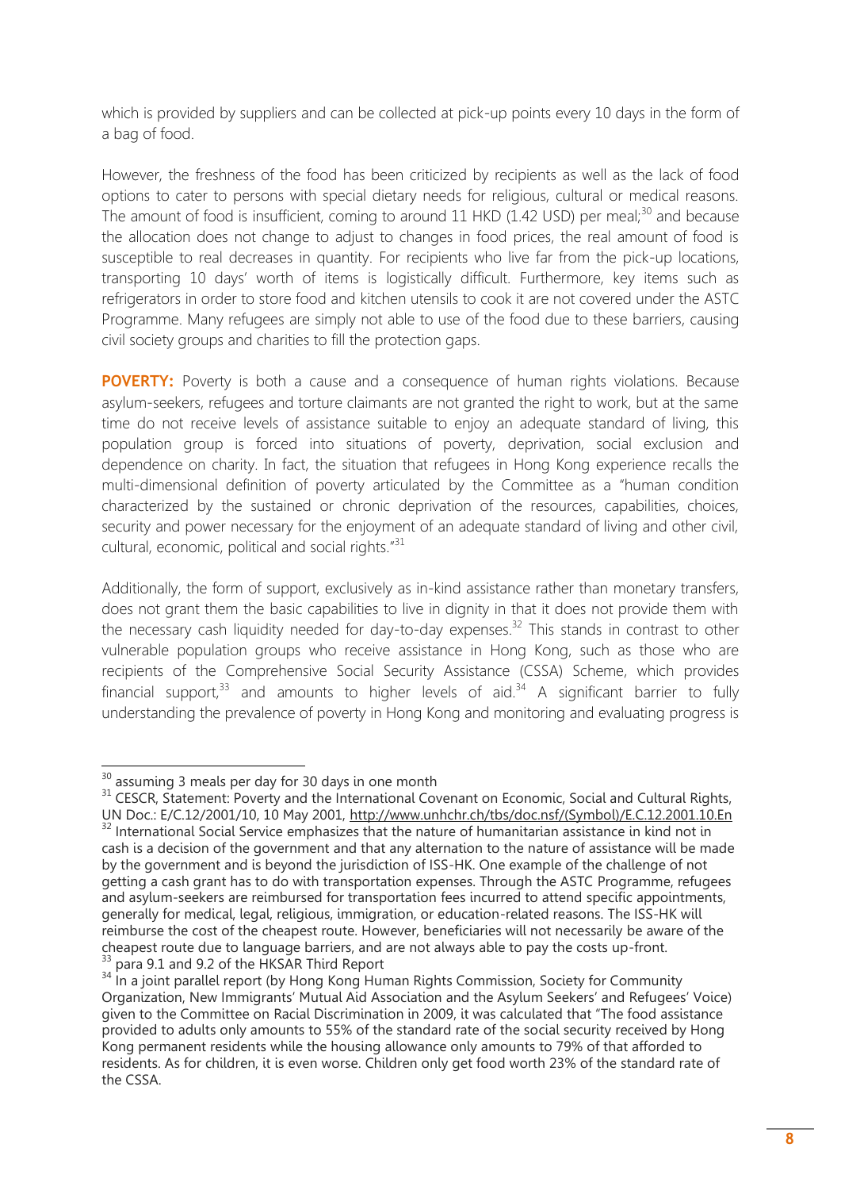which is provided by suppliers and can be collected at pick-up points every 10 days in the form of a bag of food.

However, the freshness of the food has been criticized by recipients as well as the lack of food options to cater to persons with special dietary needs for religious, cultural or medical reasons. The amount of food is insufficient, coming to around 11 HKD (1.42 USD) per meal;[30] and because the allocation does not change to adjust to changes in food prices, the real amount of food is susceptible to real decreases in quantity. For recipients who live far from the pick-up locations, transporting 10 days' worth of items is logistically difficult. Furthermore, key items such as refrigerators in order to store food and kitchen utensils to cook it are not covered under the ASTC Programme. Many refugees are simply not able to use of the food due to these barriers, causing civil society groups and charities to fill the protection gaps.

**POVERTY:** Poverty is both a cause and a consequence of human rights violations. Because asylum-seekers, refugees and torture claimants are not granted the right to work, but at the same time do not receive levels of assistance suitable to enjoy an adequate standard of living, this population group is forced into situations of poverty, deprivation, social exclusion and dependence on charity. In fact, the situation that refugees in Hong Kong experience recalls the multi-dimensional definition of poverty articulated by the Committee as a "human condition characterized by the sustained or chronic deprivation of the resources, capabilities, choices, security and power necessary for the enjoyment of an adequate standard of living and other civil, cultural, economic, political and social rights."[31]

Additionally, the form of support, exclusively as in-kind assistance rather than monetary transfers, does not grant them the basic capabilities to live in dignity in that it does not provide them with the necessary cash liquidity needed for day-to-day expenses.[32] This stands in contrast to other vulnerable population groups who receive assistance in Hong Kong, such as those who are recipients of the Comprehensive Social Security Assistance (CSSA) Scheme, which provides financial support,[33] and amounts to higher levels of aid.[34] A significant barrier to fully understanding the prevalence of poverty in Hong Kong and monitoring and evaluating progress is

---

[30] assuming 3 meals per day for 30 days in one month

[31] CESCR, Statement: Poverty and the International Covenant on Economic, Social and Cultural Rights, UN Doc.: E/C.12/2001/10, 10 May 2001, http://www.unhchr.ch/tbs/doc.nsf/(Symbol)/E.C.12.2001.10.En

[32] International Social Service emphasizes that the nature of humanitarian assistance in kind not in cash is a decision of the government and that any alternation to the nature of assistance will be made by the government and is beyond the jurisdiction of ISS-HK. One example of the challenge of not getting a cash grant has to do with transportation expenses. Through the ASTC Programme, refugees and asylum-seekers are reimbursed for transportation fees incurred to attend specific appointments, generally for medical, legal, religious, immigration, or education-related reasons. The ISS-HK will reimburse the cost of the cheapest route. However, beneficiaries will not necessarily be aware of the cheapest route due to language barriers, and are not always able to pay the costs up-front.

[33] para 9.1 and 9.2 of the HKSAR Third Report

[34] In a joint parallel report (by Hong Kong Human Rights Commission, Society for Community Organization, New Immigrants' Mutual Aid Association and the Asylum Seekers' and Refugees' Voice) given to the Committee on Racial Discrimination in 2009, it was calculated that "The food assistance provided to adults only amounts to 55% of the standard rate of the social security received by Hong Kong permanent residents while the housing allowance only amounts to 79% of that afforded to residents. As for children, it is even worse. Children only get food worth 23% of the standard rate of the CSSA.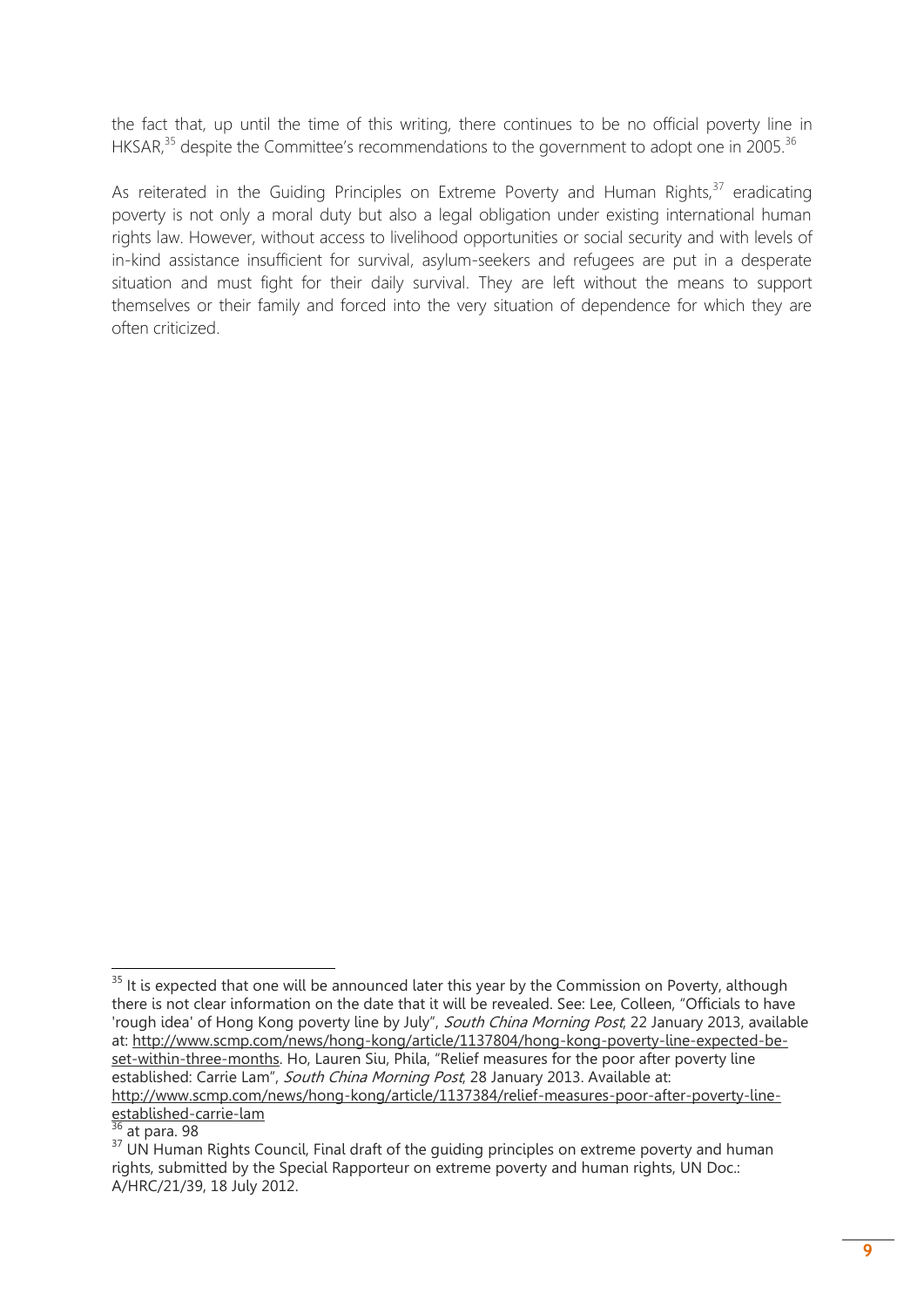the fact that, up until the time of this writing, there continues to be no official poverty line in HKSAR,[35] despite the Committee's recommendations to the government to adopt one in 2005.[36]

As reiterated in the Guiding Principles on Extreme Poverty and Human Rights,[37] eradicating poverty is not only a moral duty but also a legal obligation under existing international human rights law. However, without access to livelihood opportunities or social security and with levels of in-kind assistance insufficient for survival, asylum-seekers and refugees are put in a desperate situation and must fight for their daily survival. They are left without the means to support themselves or their family and forced into the very situation of dependence for which they are often criticized.

---

[35] It is expected that one will be announced later this year by the Commission on Poverty, although there is not clear information on the date that it will be revealed. See: Lee, Colleen, "Officials to have 'rough idea' of Hong Kong poverty line by July", *South China Morning Post*, 22 January 2013, available at: http://www.scmp.com/news/hong-kong/article/1137804/hong-kong-poverty-line-expected-be-set-within-three-months. Ho, Lauren Siu, Phila, "Relief measures for the poor after poverty line established: Carrie Lam", *South China Morning Post*, 28 January 2013. Available at: http://www.scmp.com/news/hong-kong/article/1137384/relief-measures-poor-after-poverty-line-established-carrie-lam

[36] at para. 98

[37] UN Human Rights Council, Final draft of the guiding principles on extreme poverty and human rights, submitted by the Special Rapporteur on extreme poverty and human rights, UN Doc.: A/HRC/21/39, 18 July 2012.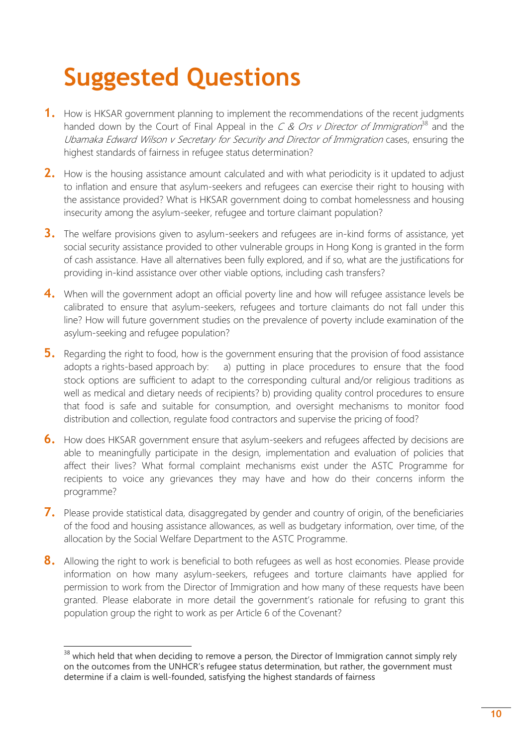# Suggested Questions

1. How is HKSAR government planning to implement the recommendations of the recent judgments handed down by the Court of Final Appeal in the *C & Ors v Director of Immigration*[38] and the *Ubamaka Edward Wilson v Secretary for Security and Director of Immigration* cases, ensuring the highest standards of fairness in refugee status determination?

2. How is the housing assistance amount calculated and with what periodicity is it updated to adjust to inflation and ensure that asylum-seekers and refugees can exercise their right to housing with the assistance provided? What is HKSAR government doing to combat homelessness and housing insecurity among the asylum-seeker, refugee and torture claimant population?

3. The welfare provisions given to asylum-seekers and refugees are in-kind forms of assistance, yet social security assistance provided to other vulnerable groups in Hong Kong is granted in the form of cash assistance. Have all alternatives been fully explored, and if so, what are the justifications for providing in-kind assistance over other viable options, including cash transfers?

4. When will the government adopt an official poverty line and how will refugee assistance levels be calibrated to ensure that asylum-seekers, refugees and torture claimants do not fall under this line? How will future government studies on the prevalence of poverty include examination of the asylum-seeking and refugee population?

5. Regarding the right to food, how is the government ensuring that the provision of food assistance adopts a rights-based approach by: a) putting in place procedures to ensure that the food stock options are sufficient to adapt to the corresponding cultural and/or religious traditions as well as medical and dietary needs of recipients? b) providing quality control procedures to ensure that food is safe and suitable for consumption, and oversight mechanisms to monitor food distribution and collection, regulate food contractors and supervise the pricing of food?

6. How does HKSAR government ensure that asylum-seekers and refugees affected by decisions are able to meaningfully participate in the design, implementation and evaluation of policies that affect their lives? What formal complaint mechanisms exist under the ASTC Programme for recipients to voice any grievances they may have and how do their concerns inform the programme?

7. Please provide statistical data, disaggregated by gender and country of origin, of the beneficiaries of the food and housing assistance allowances, as well as budgetary information, over time, of the allocation by the Social Welfare Department to the ASTC Programme.

8. Allowing the right to work is beneficial to both refugees as well as host economies. Please provide information on how many asylum-seekers, refugees and torture claimants have applied for permission to work from the Director of Immigration and how many of these requests have been granted. Please elaborate in more detail the government's rationale for refusing to grant this population group the right to work as per Article 6 of the Covenant?

---

[38] which held that when deciding to remove a person, the Director of Immigration cannot simply rely on the outcomes from the UNHCR's refugee status determination, but rather, the government must determine if a claim is well-founded, satisfying the highest standards of fairness